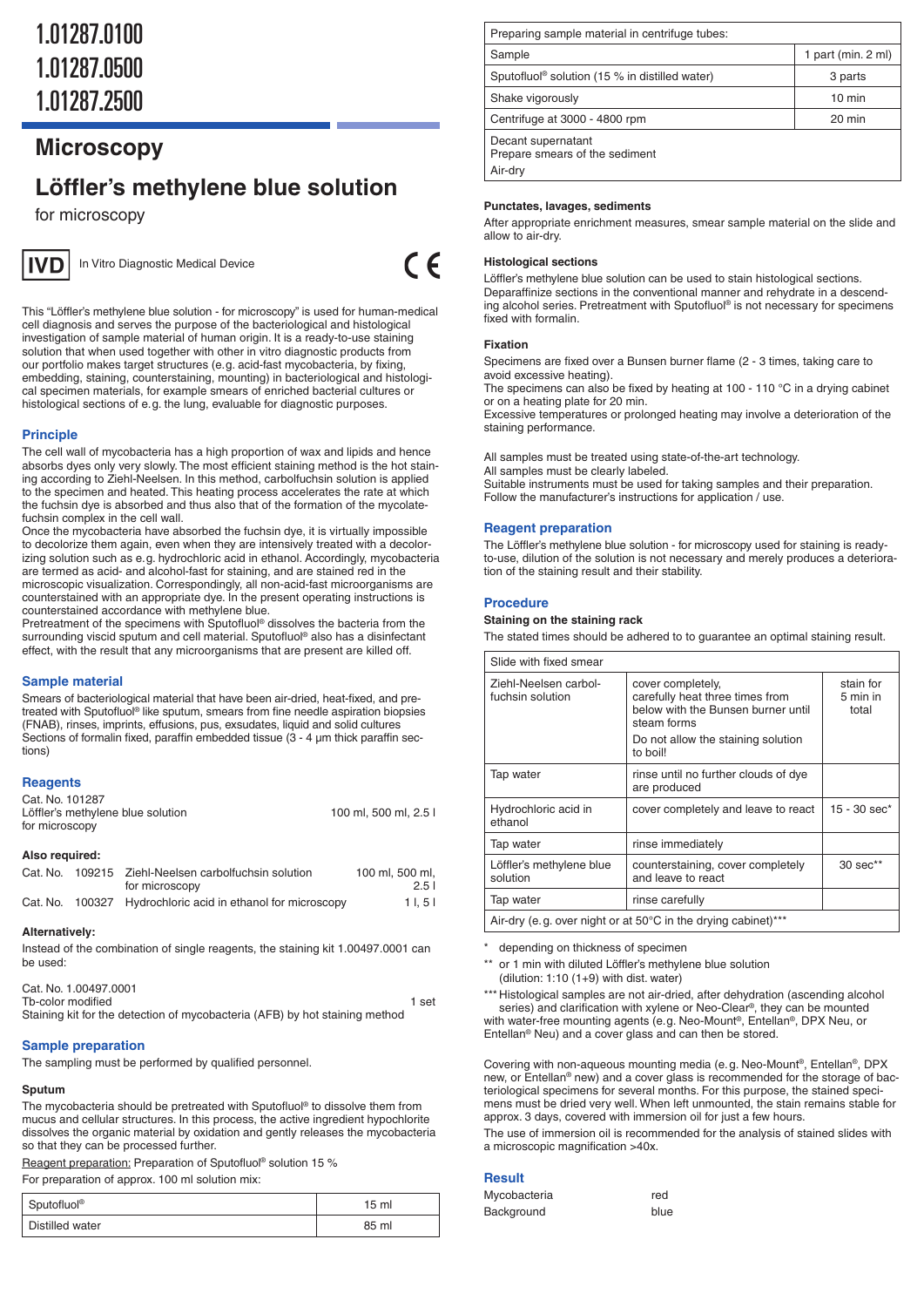# 1.01287.0100
# 1.01287.0500
# 1.01287.2500

## Microscopy

# Löffler's methylene blue solution

for microscopy

**IVD** In Vitro Diagnostic Medical Device

CE

This "Löffler's methylene blue solution - for microscopy" is used for human-medical cell diagnosis and serves the purpose of the bacteriological and histological investigation of sample material of human origin. It is a ready-to-use staining solution that when used together with other in vitro diagnostic products from our portfolio makes target structures (e.g. acid-fast mycobacteria, by fixing, embedding, staining, counterstaining, mounting) in bacteriological and histological specimen materials, for example smears of enriched bacterial cultures or histological sections of e.g. the lung, evaluable for diagnostic purposes.

## Principle

The cell wall of mycobacteria has a high proportion of wax and lipids and hence absorbs dyes only very slowly. The most efficient staining method is the hot staining according to Ziehl-Neelsen. In this method, carbolfuchsin solution is applied to the specimen and heated. This heating process accelerates the rate at which the fuchsin dye is absorbed and thus also that of the formation of the mycolate-fuchsin complex in the cell wall.

Once the mycobacteria have absorbed the fuchsin dye, it is virtually impossible to decolorize them again, even when they are intensively treated with a decolorizing solution such as e.g. hydrochloric acid in ethanol. Accordingly, mycobacteria are termed as acid- and alcohol-fast for staining, and are stained red in the microscopic visualization. Correspondingly, all non-acid-fast microorganisms are counterstained with an appropriate dye. In the present operating instructions is counterstained accordance with methylene blue.

Pretreatment of the specimens with Sputofluol® dissolves the bacteria from the surrounding viscid sputum and cell material. Sputofluol® also has a disinfectant effect, with the result that any microorganisms that are present are killed off.

## Sample material

Smears of bacteriological material that have been air-dried, heat-fixed, and pretreated with Sputofluol® like sputum, smears from fine needle aspiration biopsies (FNAB), rinses, imprints, effusions, pus, exsudates, liquid and solid cultures

Sections of formalin fixed, paraffin embedded tissue (3 - 4 µm thick paraffin sections)

## Reagents

Cat. No. 101287
Löffler's methylene blue solution for microscopy — 100 ml, 500 ml, 2.5 l

### Also required:

| Cat. No. | | | |
|---|---|---|---|
| Cat. No. | 109215 | Ziehl-Neelsen carbolfuchsin solution for microscopy | 100 ml, 500 ml, 2.5 l |
| Cat. No. | 100327 | Hydrochloric acid in ethanol for microscopy | 1 l, 5 l |

### Alternatively:

Instead of the combination of single reagents, the staining kit 1.00497.0001 can be used:

Cat. No. 1.00497.0001
Tb-color modified — 1 set
Staining kit for the detection of mycobacteria (AFB) by hot staining method

## Sample preparation

The sampling must be performed by qualified personnel.

### Sputum

The mycobacteria should be pretreated with Sputofluol® to dissolve them from mucus and cellular structures. In this process, the active ingredient hypochlorite dissolves the organic material by oxidation and gently releases the mycobacteria so that they can be processed further.

Reagent preparation: Preparation of Sputofluol® solution 15 %

For preparation of approx. 100 ml solution mix:

| | |
|---|---|
| Sputofluol® | 15 ml |
| Distilled water | 85 ml |

| Preparing sample material in centrifuge tubes: | |
|---|---|
| Sample | 1 part (min. 2 ml) |
| Sputofluol® solution (15 % in distilled water) | 3 parts |
| Shake vigorously | 10 min |
| Centrifuge at 3000 - 4800 rpm | 20 min |
| Decant supernatant<br>Prepare smears of the sediment<br>Air-dry | |

### Punctates, lavages, sediments

After appropriate enrichment measures, smear sample material on the slide and allow to air-dry.

### Histological sections

Löffler's methylene blue solution can be used to stain histological sections. Deparaffinize sections in the conventional manner and rehydrate in a descending alcohol series. Pretreatment with Sputofluol® is not necessary for specimens fixed with formalin.

### Fixation

Specimens are fixed over a Bunsen burner flame (2 - 3 times, taking care to avoid excessive heating).

The specimens can also be fixed by heating at 100 - 110 °C in a drying cabinet or on a heating plate for 20 min.

Excessive temperatures or prolonged heating may involve a deterioration of the staining performance.

All samples must be treated using state-of-the-art technology.
All samples must be clearly labeled.
Suitable instruments must be used for taking samples and their preparation.
Follow the manufacturer's instructions for application / use.

## Reagent preparation

The Löffler's methylene blue solution - for microscopy used for staining is ready-to-use, dilution of the solution is not necessary and merely produces a deterioration of the staining result and their stability.

## Procedure

### Staining on the staining rack

The stated times should be adhered to to guarantee an optimal staining result.

| Slide with fixed smear | | |
|---|---|---|
| Ziehl-Neelsen carbolfuchsin solution | cover completely, carefully heat three times from below with the Bunsen burner until steam forms<br>Do not allow the staining solution to boil! | stain for 5 min in total |
| Tap water | rinse until no further clouds of dye are produced | |
| Hydrochloric acid in ethanol | cover completely and leave to react | 15 - 30 sec* |
| Tap water | rinse immediately | |
| Löffler's methylene blue solution | counterstaining, cover completely and leave to react | 30 sec** |
| Tap water | rinse carefully | |
| Air-dry (e.g. over night or at 50°C in the drying cabinet)*** | | |

\* depending on thickness of specimen

\** or 1 min with diluted Löffler's methylene blue solution (dilution: 1:10 (1+9) with dist. water)

\*** Histological samples are not air-dried, after dehydration (ascending alcohol series) and clarification with xylene or Neo-Clear®, they can be mounted with water-free mounting agents (e.g. Neo-Mount®, Entellan®, DPX Neu, or Entellan® Neu) and a cover glass and can then be stored.

Covering with non-aqueous mounting media (e.g. Neo-Mount®, Entellan®, DPX new, or Entellan® new) and a cover glass is recommended for the storage of bacteriological specimens for several months. For this purpose, the stained specimens must be dried very well. When left unmounted, the stain remains stable for approx. 3 days, covered with immersion oil for just a few hours.

The use of immersion oil is recommended for the analysis of stained slides with a microscopic magnification >40x.

## Result

| | |
|---|---|
| Mycobacteria | red |
| Background | blue |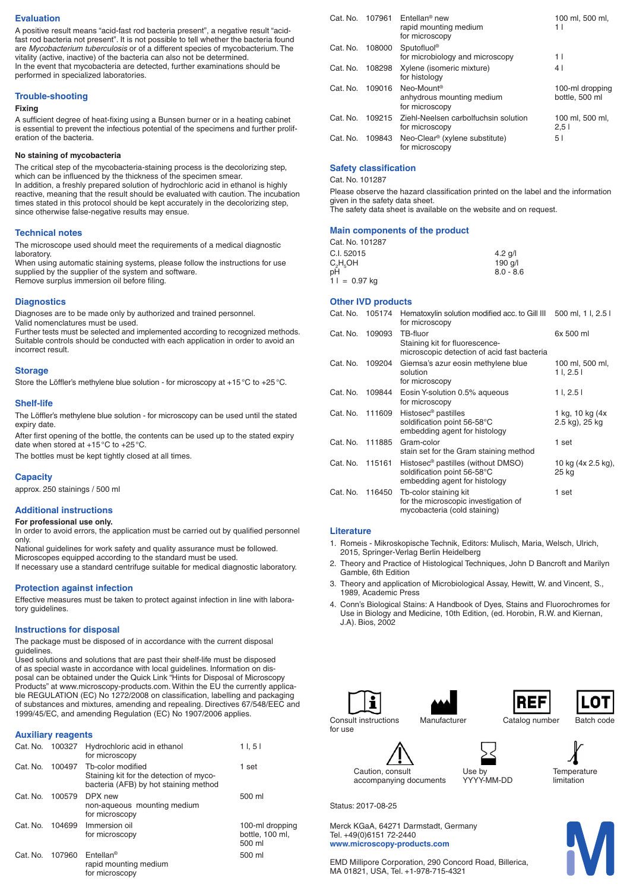## Evaluation

A positive result means "acid-fast rod bacteria present", a negative result "acid-fast rod bacteria not present". It is not possible to tell whether the bacteria found are *Mycobacterium tuberculosis* or of a different species of mycobacterium. The vitality (active, inactive) of the bacteria can also not be determined.
In the event that mycobacteria are detected, further examinations should be performed in specialized laboratories.

## Trouble-shooting

### Fixing

A sufficient degree of heat-fixing using a Bunsen burner or in a heating cabinet is essential to prevent the infectious potential of the specimens and further proliferation of the bacteria.

### No staining of mycobacteria

The critical step of the mycobacteria-staining process is the decolorizing step, which can be influenced by the thickness of the specimen smear.
In addition, a freshly prepared solution of hydrochloric acid in ethanol is highly reactive, meaning that the result should be evaluated with caution. The incubation times stated in this protocol should be kept accurately in the decolorizing step, since otherwise false-negative results may ensue.

## Technical notes

The microscope used should meet the requirements of a medical diagnostic laboratory.
When using automatic staining systems, please follow the instructions for use supplied by the supplier of the system and software.
Remove surplus immersion oil before filing.

## Diagnostics

Diagnoses are to be made only by authorized and trained personnel.
Valid nomenclatures must be used.
Further tests must be selected and implemented according to recognized methods. Suitable controls should be conducted with each application in order to avoid an incorrect result.

## Storage

Store the Löffler's methylene blue solution - for microscopy at +15 °C to +25 °C.

## Shelf-life

The Löffler's methylene blue solution - for microscopy can be used until the stated expiry date.

After first opening of the bottle, the contents can be used up to the stated expiry date when stored at +15 °C to +25 °C.

The bottles must be kept tightly closed at all times.

## Capacity

approx. 250 stainings / 500 ml

## Additional instructions

**For professional use only.**
In order to avoid errors, the application must be carried out by qualified personnel only.
National guidelines for work safety and quality assurance must be followed.
Microscopes equipped according to the standard must be used.
If necessary use a standard centrifuge suitable for medical diagnostic laboratory.

## Protection against infection

Effective measures must be taken to protect against infection in line with laboratory guidelines.

## Instructions for disposal

The package must be disposed of in accordance with the current disposal guidelines.
Used solutions and solutions that are past their shelf-life must be disposed of as special waste in accordance with local guidelines. Information on disposal can be obtained under the Quick Link "Hints for Disposal of Microscopy Products" at www.microscopy-products.com. Within the EU the currently applicable REGULATION (EC) No 1272/2008 on classification, labelling and packaging of substances and mixtures, amending and repealing. Directives 67/548/EEC and 1999/45/EC, and amending Regulation (EC) No 1907/2006 applies.

## Auxiliary reagents

| | | | |
|---|---|---|---|
| Cat. No. | 100327 | Hydrochloric acid in ethanol for microscopy | 1 l, 5 l |
| Cat. No. | 100497 | Tb-color modified Staining kit for the detection of myco-bacteria (AFB) by hot staining method | 1 set |
| Cat. No. | 100579 | DPX new non-aqueous mounting medium for microscopy | 500 ml |
| Cat. No. | 104699 | Immersion oil for microscopy | 100-ml dropping bottle, 100 ml, 500 ml |
| Cat. No. | 107960 | Entellan® rapid mounting medium for microscopy | 500 ml |
| Cat. No. | 107961 | Entellan® new rapid mounting medium for microscopy | 100 ml, 500 ml, 1 l |
| Cat. No. | 108000 | Sputofluol® for microbiology and microscopy | 1 l |
| Cat. No. | 108298 | Xylene (isomeric mixture) for histology | 4 l |
| Cat. No. | 109016 | Neo-Mount® anhydrous mounting medium for microscopy | 100-ml dropping bottle, 500 ml |
| Cat. No. | 109215 | Ziehl-Neelsen carbolfuchsin solution for microscopy | 100 ml, 500 ml, 2,5 l |
| Cat. No. | 109843 | Neo-Clear® (xylene substitute) for microscopy | 5 l |

## Safety classification

Cat. No. 101287

Please observe the hazard classification printed on the label and the information given in the safety data sheet.
The safety data sheet is available on the website and on request.

## Main components of the product

Cat. No. 101287

| | |
|---|---|
| C.I. 52015 | 4.2 g/l |
| $C_2H_5OH$ | 190 g/l |
| pH | 8.0 - 8.6 |

1 l = 0.97 kg

## Other IVD products

| | | | |
|---|---|---|---|
| Cat. No. | 105174 | Hematoxylin solution modified acc. to Gill III for microscopy | 500 ml, 1 l, 2.5 l |
| Cat. No. | 109093 | TB-fluor Staining kit for fluorescence-microscopic detection of acid fast bacteria | 6x 500 ml |
| Cat. No. | 109204 | Giemsa's azur eosin methylene blue solution for microscopy | 100 ml, 500 ml, 1 l, 2.5 l |
| Cat. No. | 109844 | Eosin Y-solution 0.5% aqueous for microscopy | 1 l, 2.5 l |
| Cat. No. | 111609 | Histosec® pastilles soldification point 56-58°C embedding agent for histology | 1 kg, 10 kg (4x 2.5 kg), 25 kg |
| Cat. No. | 111885 | Gram-color stain set for the Gram staining method | 1 set |
| Cat. No. | 115161 | Histosec® pastilles (without DMSO) soldification point 56-58°C embedding agent for histology | 10 kg (4x 2.5 kg), 25 kg |
| Cat. No. | 116450 | Tb-color staining kit for the microscopic investigation of mycobacteria (cold staining) | 1 set |

## Literature

1. Romeis - Mikroskopische Technik, Editors: Mulisch, Maria, Welsch, Ulrich, 2015, Springer-Verlag Berlin Heidelberg
2. Theory and Practice of Histological Techniques, John D Bancroft and Marilyn Gamble, 6th Edition
3. Theory and application of Microbiological Assay, Hewitt, W. and Vincent, S., 1989, Academic Press
4. Conn's Biological Stains: A Handbook of Dyes, Stains and Fluorochromes for Use in Biology and Medicine, 10th Edition, (ed. Horobin, R.W. and Kiernan, J.A). Bios, 2002

Consult instructions for use

Manufacturer

Catalog number

Batch code

Caution, consult accompanying documents

Use by YYYY-MM-DD

Temperature limitation

Status: 2017-08-25

Merck KGaA, 64271 Darmstadt, Germany
Tel. +49(0)6151 72-2440
**www.microscopy-products.com**

EMD Millipore Corporation, 290 Concord Road, Billerica, MA 01821, USA, Tel. +1-978-715-4321